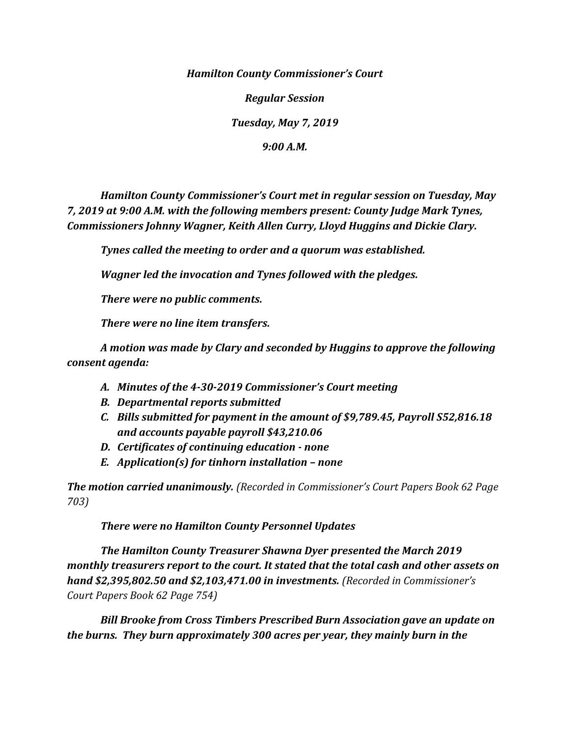***Hamilton County Commissioner's Court***

***Regular Session***

***Tuesday, May 7, 2019***

***9:00 A.M.***

***Hamilton County Commissioner's Court met in regular session on Tuesday, May 7, 2019 at 9:00 A.M. with the following members present: County Judge Mark Tynes, Commissioners Johnny Wagner, Keith Allen Curry, Lloyd Huggins and Dickie Clary.***

***Tynes called the meeting to order and a quorum was established.***

***Wagner led the invocation and Tynes followed with the pledges.***

***There were no public comments.***

***There were no line item transfers.***

***A motion was made by Clary and seconded by Huggins to approve the following consent agenda:***

- ***A. Minutes of the 4-30-2019 Commissioner's Court meeting***
- ***B. Departmental reports submitted***
- ***C. Bills submitted for payment in the amount of $9,789.45, Payroll S52,816.18 and accounts payable payroll $43,210.06***
- ***D. Certificates of continuing education - none***
- ***E. Application(s) for tinhorn installation – none***

***The motion carried unanimously.*** *(Recorded in Commissioner's Court Papers Book 62 Page 703)*

***There were no Hamilton County Personnel Updates***

***The Hamilton County Treasurer Shawna Dyer presented the March 2019 monthly treasurers report to the court. It stated that the total cash and other assets on hand $2,395,802.50 and $2,103,471.00 in investments.*** *(Recorded in Commissioner's Court Papers Book 62 Page 754)*

***Bill Brooke from Cross Timbers Prescribed Burn Association gave an update on the burns. They burn approximately 300 acres per year, they mainly burn in the***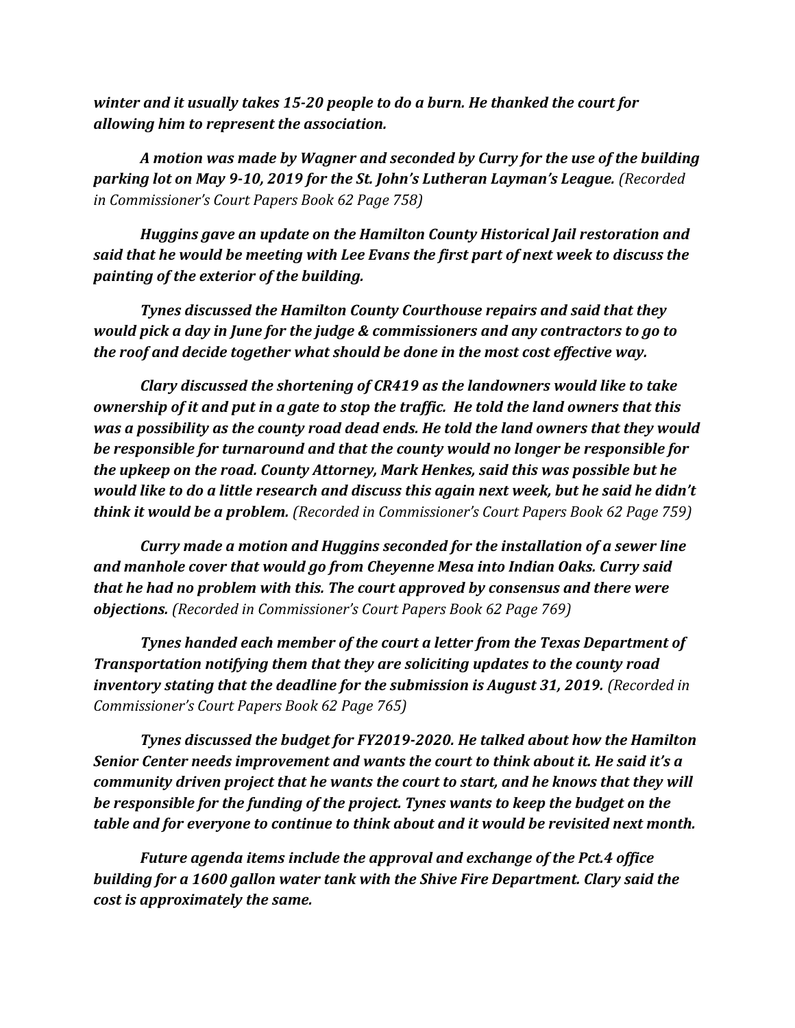***winter and it usually takes 15-20 people to do a burn. He thanked the court for allowing him to represent the association.***

***A motion was made by Wagner and seconded by Curry for the use of the building parking lot on May 9-10, 2019 for the St. John's Lutheran Layman's League.*** *(Recorded in Commissioner's Court Papers Book 62 Page 758)*

***Huggins gave an update on the Hamilton County Historical Jail restoration and said that he would be meeting with Lee Evans the first part of next week to discuss the painting of the exterior of the building.***

***Tynes discussed the Hamilton County Courthouse repairs and said that they would pick a day in June for the judge & commissioners and any contractors to go to the roof and decide together what should be done in the most cost effective way.***

***Clary discussed the shortening of CR419 as the landowners would like to take ownership of it and put in a gate to stop the traffic. He told the land owners that this was a possibility as the county road dead ends. He told the land owners that they would be responsible for turnaround and that the county would no longer be responsible for the upkeep on the road. County Attorney, Mark Henkes, said this was possible but he would like to do a little research and discuss this again next week, but he said he didn't think it would be a problem.*** *(Recorded in Commissioner's Court Papers Book 62 Page 759)*

***Curry made a motion and Huggins seconded for the installation of a sewer line and manhole cover that would go from Cheyenne Mesa into Indian Oaks. Curry said that he had no problem with this. The court approved by consensus and there were objections.*** *(Recorded in Commissioner's Court Papers Book 62 Page 769)*

***Tynes handed each member of the court a letter from the Texas Department of Transportation notifying them that they are soliciting updates to the county road inventory stating that the deadline for the submission is August 31, 2019.*** *(Recorded in Commissioner's Court Papers Book 62 Page 765)*

***Tynes discussed the budget for FY2019-2020. He talked about how the Hamilton Senior Center needs improvement and wants the court to think about it. He said it's a community driven project that he wants the court to start, and he knows that they will be responsible for the funding of the project. Tynes wants to keep the budget on the table and for everyone to continue to think about and it would be revisited next month.***

***Future agenda items include the approval and exchange of the Pct.4 office building for a 1600 gallon water tank with the Shive Fire Department. Clary said the cost is approximately the same.***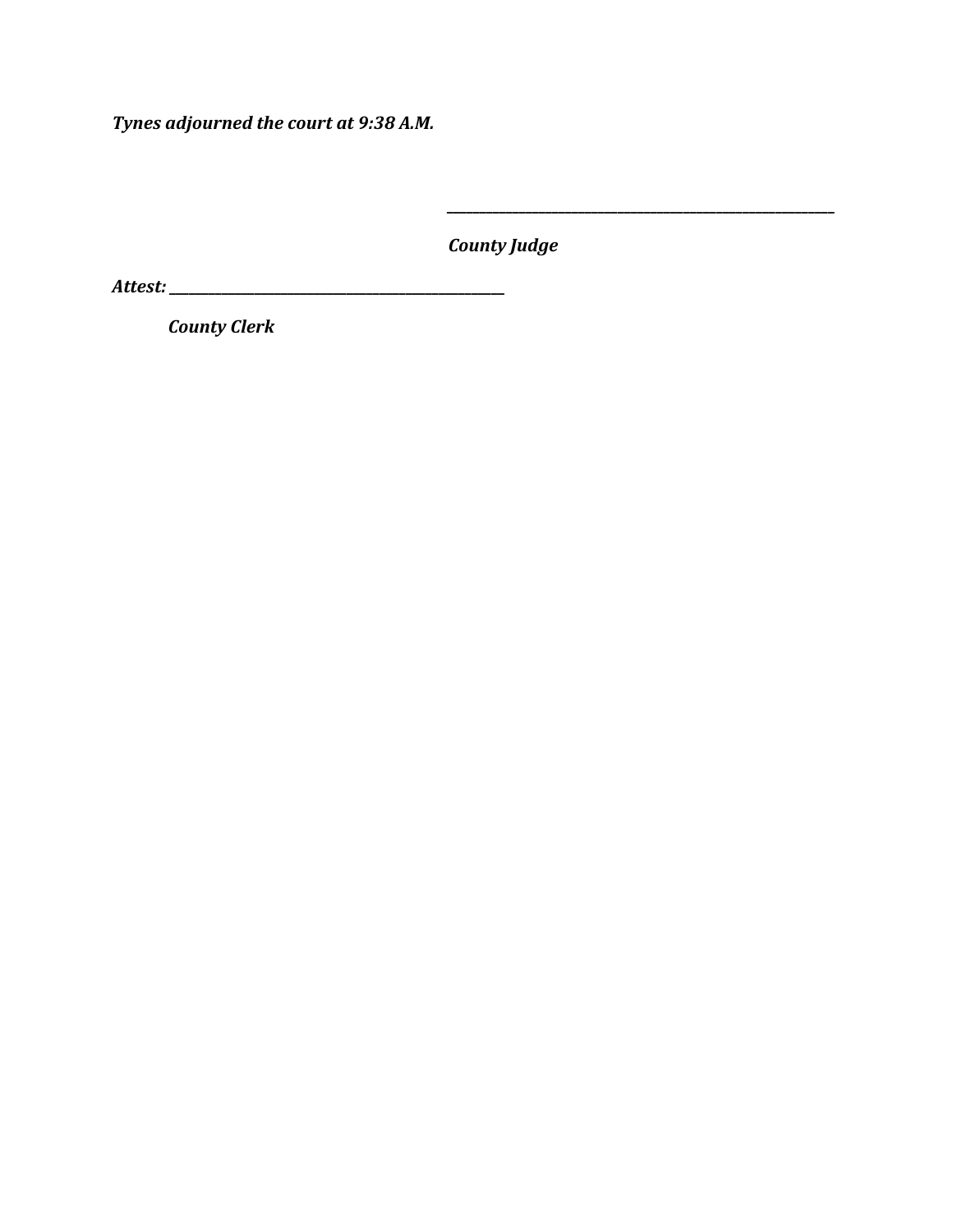***Tynes adjourned the court at 9:38 A.M.***

**_____________________________________________**

***County Judge***

***Attest:*** **______________________________________**

***County Clerk***